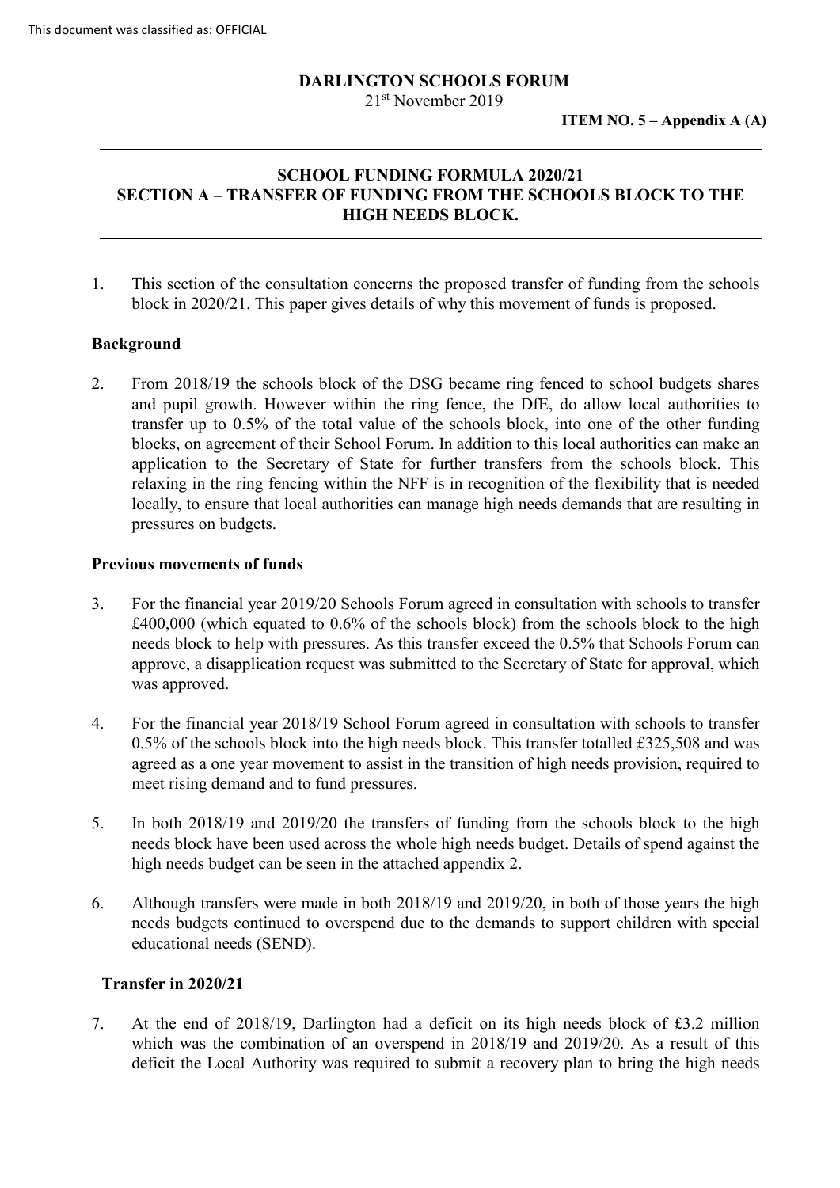**DARLINGTON SCHOOLS FORUM**
21st November 2019

**ITEM NO. 5 – Appendix A (A)**

---

## SCHOOL FUNDING FORMULA 2020/21
## SECTION A – TRANSFER OF FUNDING FROM THE SCHOOLS BLOCK TO THE HIGH NEEDS BLOCK.

---

1. This section of the consultation concerns the proposed transfer of funding from the schools block in 2020/21. This paper gives details of why this movement of funds is proposed.

### Background

2. From 2018/19 the schools block of the DSG became ring fenced to school budgets shares and pupil growth. However within the ring fence, the DfE, do allow local authorities to transfer up to 0.5% of the total value of the schools block, into one of the other funding blocks, on agreement of their School Forum. In addition to this local authorities can make an application to the Secretary of State for further transfers from the schools block. This relaxing in the ring fencing within the NFF is in recognition of the flexibility that is needed locally, to ensure that local authorities can manage high needs demands that are resulting in pressures on budgets.

### Previous movements of funds

3. For the financial year 2019/20 Schools Forum agreed in consultation with schools to transfer £400,000 (which equated to 0.6% of the schools block) from the schools block to the high needs block to help with pressures. As this transfer exceed the 0.5% that Schools Forum can approve, a disapplication request was submitted to the Secretary of State for approval, which was approved.

4. For the financial year 2018/19 School Forum agreed in consultation with schools to transfer 0.5% of the schools block into the high needs block. This transfer totalled £325,508 and was agreed as a one year movement to assist in the transition of high needs provision, required to meet rising demand and to fund pressures.

5. In both 2018/19 and 2019/20 the transfers of funding from the schools block to the high needs block have been used across the whole high needs budget. Details of spend against the high needs budget can be seen in the attached appendix 2.

6. Although transfers were made in both 2018/19 and 2019/20, in both of those years the high needs budgets continued to overspend due to the demands to support children with special educational needs (SEND).

### Transfer in 2020/21

7. At the end of 2018/19, Darlington had a deficit on its high needs block of £3.2 million which was the combination of an overspend in 2018/19 and 2019/20. As a result of this deficit the Local Authority was required to submit a recovery plan to bring the high needs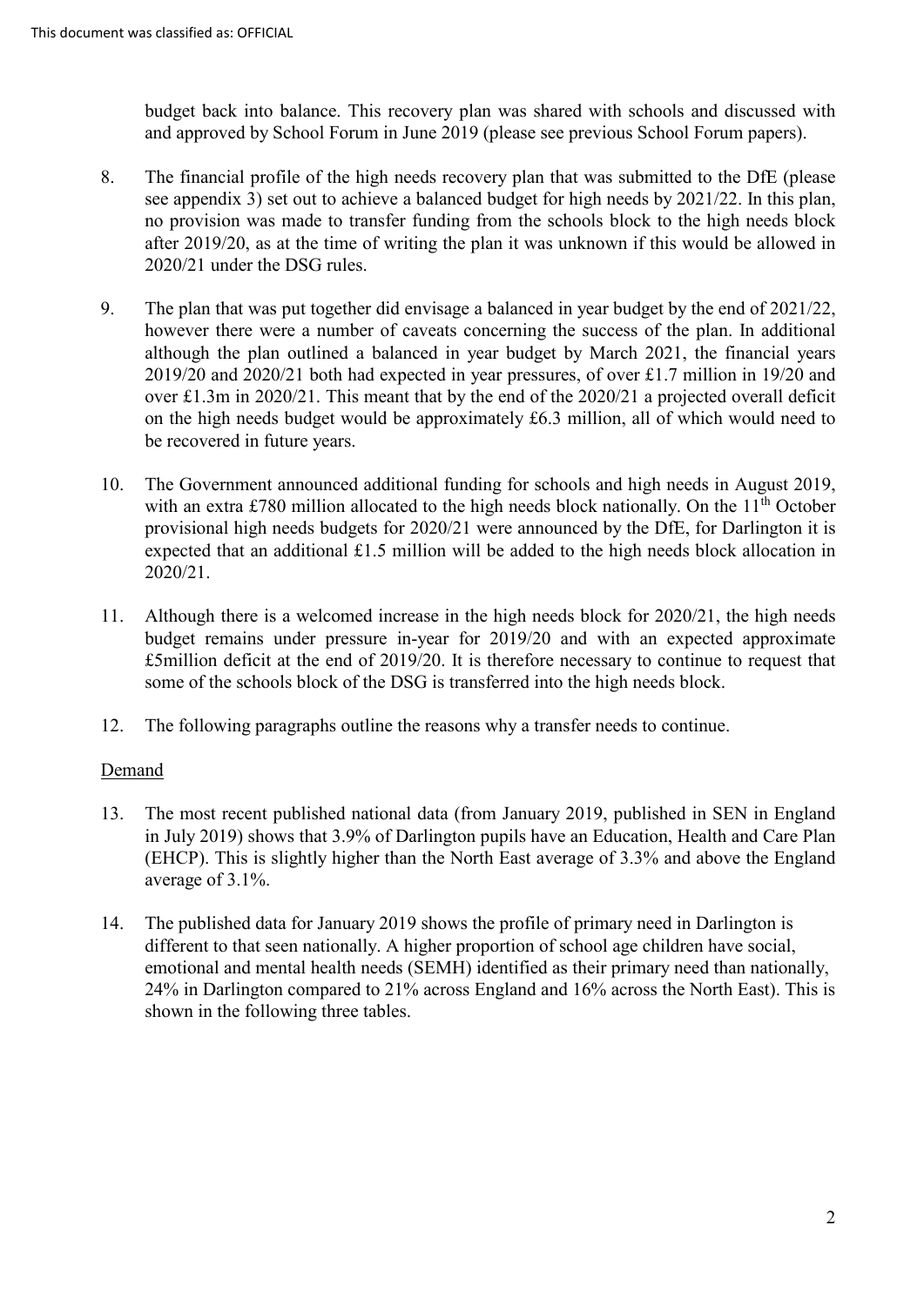budget back into balance. This recovery plan was shared with schools and discussed with and approved by School Forum in June 2019 (please see previous School Forum papers).

8. The financial profile of the high needs recovery plan that was submitted to the DfE (please see appendix 3) set out to achieve a balanced budget for high needs by 2021/22. In this plan, no provision was made to transfer funding from the schools block to the high needs block after 2019/20, as at the time of writing the plan it was unknown if this would be allowed in 2020/21 under the DSG rules.

9. The plan that was put together did envisage a balanced in year budget by the end of 2021/22, however there were a number of caveats concerning the success of the plan. In additional although the plan outlined a balanced in year budget by March 2021, the financial years 2019/20 and 2020/21 both had expected in year pressures, of over £1.7 million in 19/20 and over £1.3m in 2020/21. This meant that by the end of the 2020/21 a projected overall deficit on the high needs budget would be approximately £6.3 million, all of which would need to be recovered in future years.

10. The Government announced additional funding for schools and high needs in August 2019, with an extra £780 million allocated to the high needs block nationally. On the 11th October provisional high needs budgets for 2020/21 were announced by the DfE, for Darlington it is expected that an additional £1.5 million will be added to the high needs block allocation in 2020/21.

11. Although there is a welcomed increase in the high needs block for 2020/21, the high needs budget remains under pressure in-year for 2019/20 and with an expected approximate £5million deficit at the end of 2019/20. It is therefore necessary to continue to request that some of the schools block of the DSG is transferred into the high needs block.

12. The following paragraphs outline the reasons why a transfer needs to continue.

## Demand

13. The most recent published national data (from January 2019, published in SEN in England in July 2019) shows that 3.9% of Darlington pupils have an Education, Health and Care Plan (EHCP). This is slightly higher than the North East average of 3.3% and above the England average of 3.1%.

14. The published data for January 2019 shows the profile of primary need in Darlington is different to that seen nationally. A higher proportion of school age children have social, emotional and mental health needs (SEMH) identified as their primary need than nationally, 24% in Darlington compared to 21% across England and 16% across the North East). This is shown in the following three tables.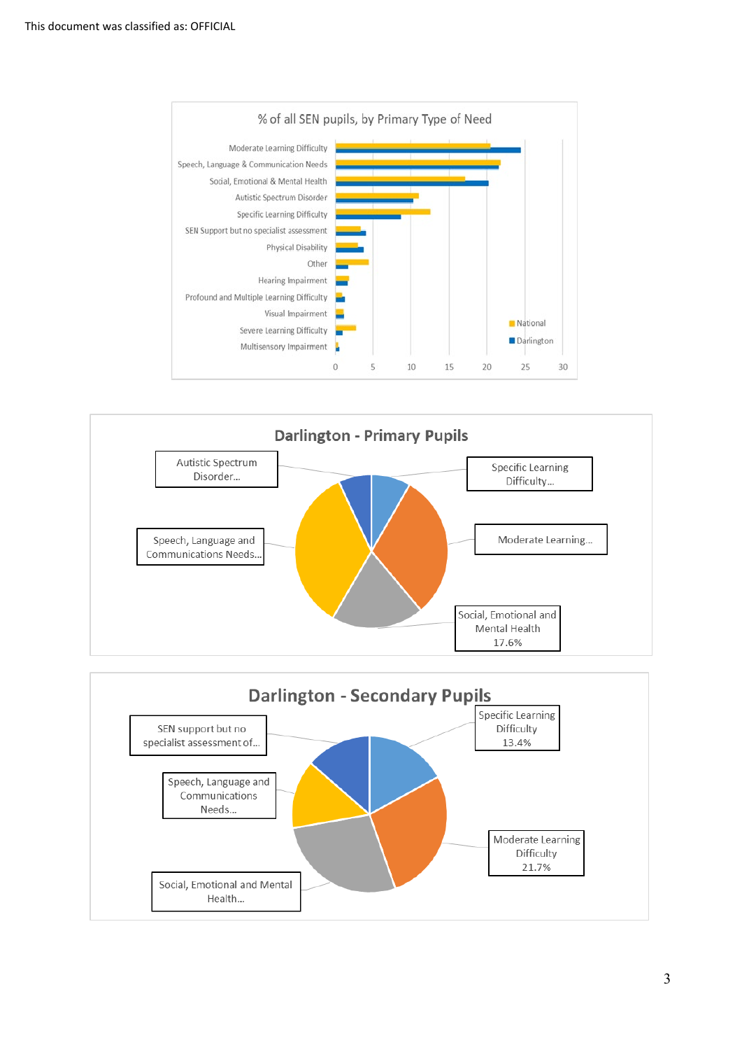This document was classified as: OFFICIAL

% of all SEN pupils, by Primary Type of Need

Moderate Learning Difficulty
Speech, Language & Communication Needs
Social, Emotional & Mental Health
Autistic Spectrum Disorder
Specific Learning Difficulty
SEN Support but no specialist assessment
Physical Disability
Other
Hearing Impairment
Profound and Multiple Learning Difficulty
Visual Impairment
Severe Learning Difficulty
Multisensory Impairment

0 5 10 15 20 25 30

National
Darlington

Darlington - Primary Pupils

Autistic Spectrum Disorder...
Specific Learning Difficulty...
Speech, Language and Communications Needs...
Moderate Learning...
Social, Emotional and Mental Health 17.6%

Darlington - Secondary Pupils

SEN support but no specialist assessment of...
Specific Learning Difficulty 13.4%
Speech, Language and Communications Needs...
Moderate Learning Difficulty 21.7%
Social, Emotional and Mental Health...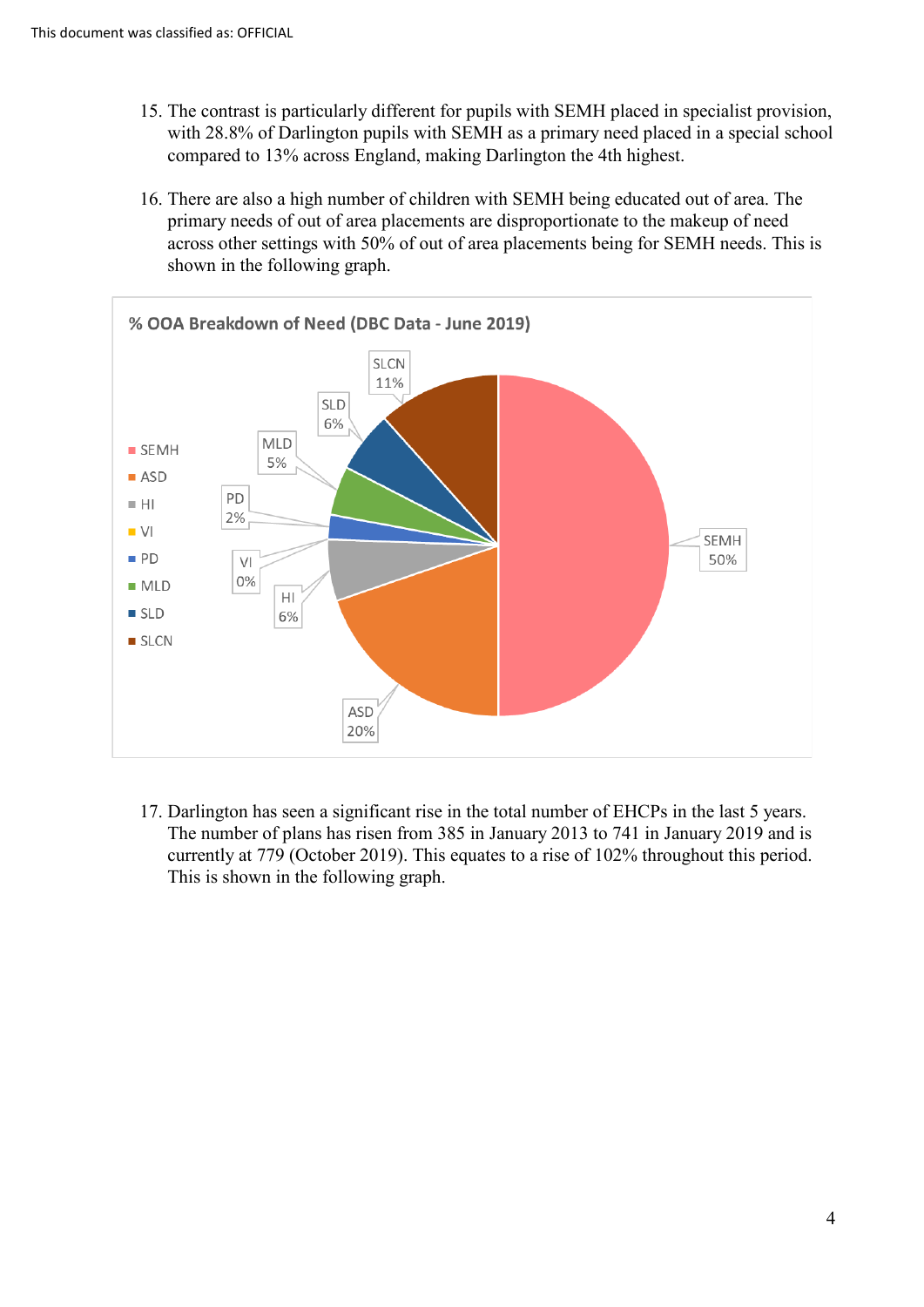15. The contrast is particularly different for pupils with SEMH placed in specialist provision, with 28.8% of Darlington pupils with SEMH as a primary need placed in a special school compared to 13% across England, making Darlington the 4th highest.

16. There are also a high number of children with SEMH being educated out of area. The primary needs of out of area placements are disproportionate to the makeup of need across other settings with 50% of out of area placements being for SEMH needs. This is shown in the following graph.

**% OOA Breakdown of Need (DBC Data - June 2019)**

| Need | % |
|---|---|
| SEMH | 50% |
| ASD | 20% |
| HI | 6% |
| VI | 0% |
| PD | 2% |
| MLD | 5% |
| SLD | 6% |
| SLCN | 11% |

17. Darlington has seen a significant rise in the total number of EHCPs in the last 5 years. The number of plans has risen from 385 in January 2013 to 741 in January 2019 and is currently at 779 (October 2019). This equates to a rise of 102% throughout this period. This is shown in the following graph.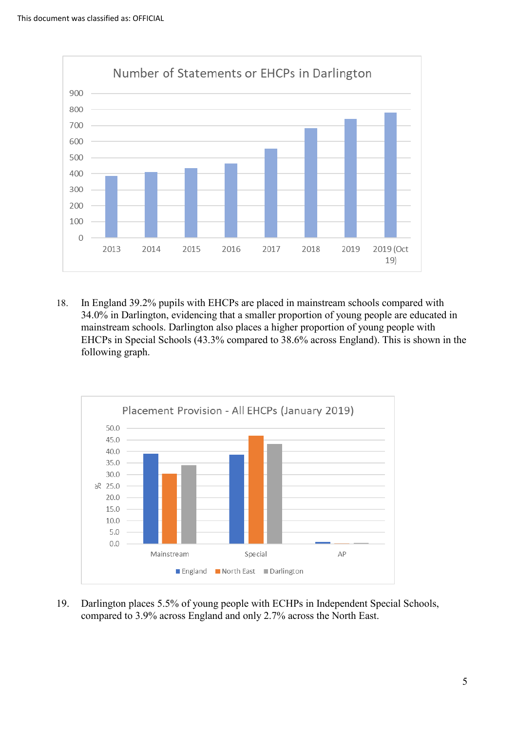Number of Statements or EHCPs in Darlington

18. In England 39.2% pupils with EHCPs are placed in mainstream schools compared with 34.0% in Darlington, evidencing that a smaller proportion of young people are educated in mainstream schools. Darlington also places a higher proportion of young people with EHCPs in Special Schools (43.3% compared to 38.6% across England). This is shown in the following graph.

Placement Provision - All EHCPs (January 2019)

19. Darlington places 5.5% of young people with ECHPs in Independent Special Schools, compared to 3.9% across England and only 2.7% across the North East.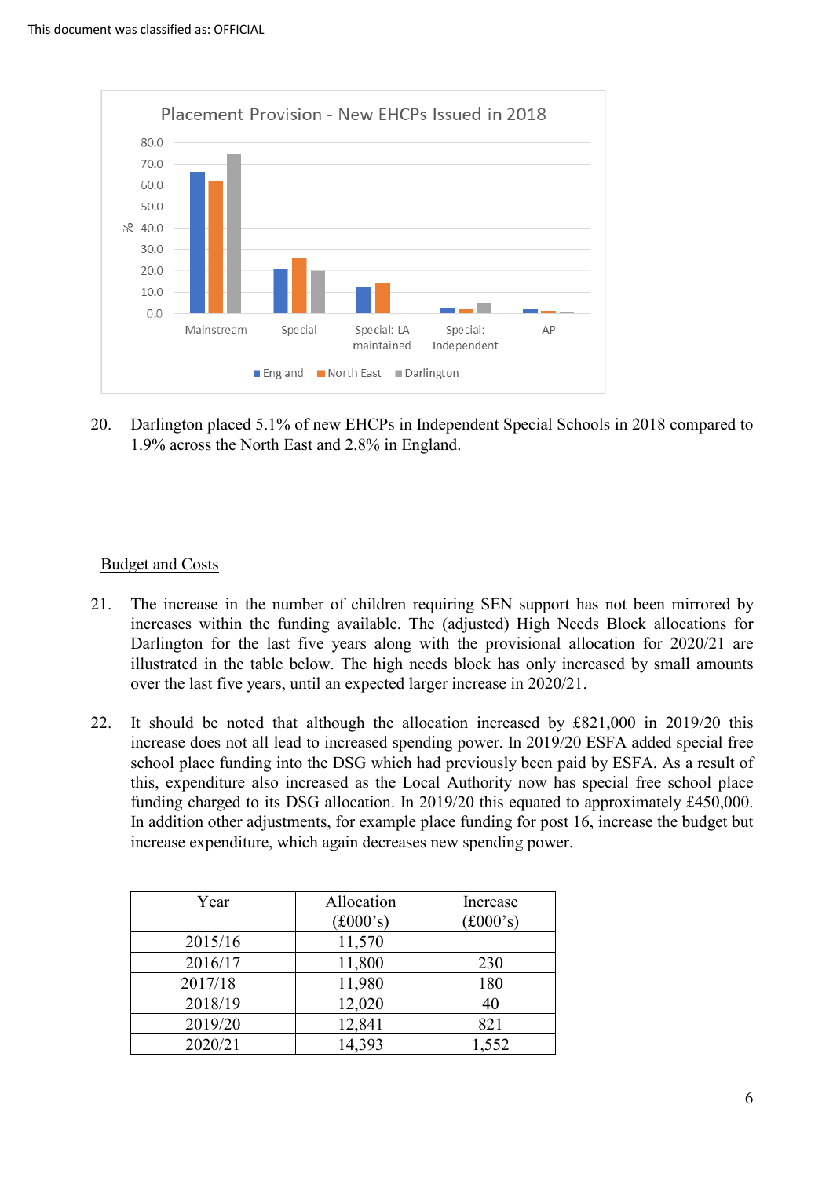This document was classified as: OFFICIAL

Placement Provision - New EHCPs Issued in 2018

20. Darlington placed 5.1% of new EHCPs in Independent Special Schools in 2018 compared to 1.9% across the North East and 2.8% in England.

Budget and Costs

21. The increase in the number of children requiring SEN support has not been mirrored by increases within the funding available. The (adjusted) High Needs Block allocations for Darlington for the last five years along with the provisional allocation for 2020/21 are illustrated in the table below. The high needs block has only increased by small amounts over the last five years, until an expected larger increase in 2020/21.

22. It should be noted that although the allocation increased by £821,000 in 2019/20 this increase does not all lead to increased spending power. In 2019/20 ESFA added special free school place funding into the DSG which had previously been paid by ESFA. As a result of this, expenditure also increased as the Local Authority now has special free school place funding charged to its DSG allocation. In 2019/20 this equated to approximately £450,000. In addition other adjustments, for example place funding for post 16, increase the budget but increase expenditure, which again decreases new spending power.

| Year | Allocation (£000's) | Increase (£000's) |
|---|---|---|
| 2015/16 | 11,570 | |
| 2016/17 | 11,800 | 230 |
| 2017/18 | 11,980 | 180 |
| 2018/19 | 12,020 | 40 |
| 2019/20 | 12,841 | 821 |
| 2020/21 | 14,393 | 1,552 |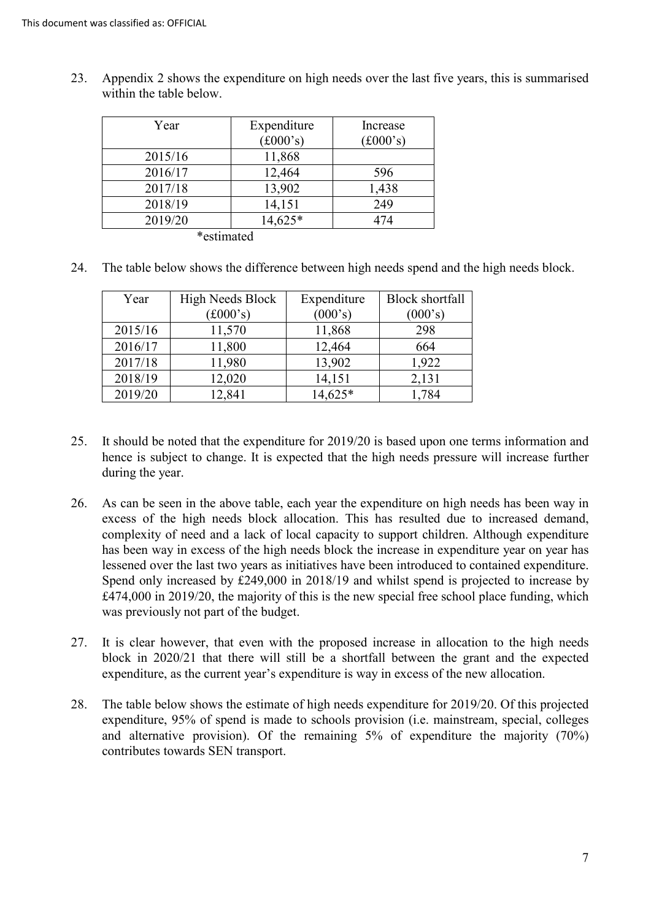23. Appendix 2 shows the expenditure on high needs over the last five years, this is summarised within the table below.

| Year | Expenditure (£000's) | Increase (£000's) |
|---|---|---|
| 2015/16 | 11,868 | |
| 2016/17 | 12,464 | 596 |
| 2017/18 | 13,902 | 1,438 |
| 2018/19 | 14,151 | 249 |
| 2019/20 | 14,625* | 474 |

*estimated

24. The table below shows the difference between high needs spend and the high needs block.

| Year | High Needs Block (£000's) | Expenditure (000's) | Block shortfall (000's) |
|---|---|---|---|
| 2015/16 | 11,570 | 11,868 | 298 |
| 2016/17 | 11,800 | 12,464 | 664 |
| 2017/18 | 11,980 | 13,902 | 1,922 |
| 2018/19 | 12,020 | 14,151 | 2,131 |
| 2019/20 | 12,841 | 14,625* | 1,784 |

25. It should be noted that the expenditure for 2019/20 is based upon one terms information and hence is subject to change. It is expected that the high needs pressure will increase further during the year.

26. As can be seen in the above table, each year the expenditure on high needs has been way in excess of the high needs block allocation. This has resulted due to increased demand, complexity of need and a lack of local capacity to support children. Although expenditure has been way in excess of the high needs block the increase in expenditure year on year has lessened over the last two years as initiatives have been introduced to contained expenditure. Spend only increased by £249,000 in 2018/19 and whilst spend is projected to increase by £474,000 in 2019/20, the majority of this is the new special free school place funding, which was previously not part of the budget.

27. It is clear however, that even with the proposed increase in allocation to the high needs block in 2020/21 that there will still be a shortfall between the grant and the expected expenditure, as the current year's expenditure is way in excess of the new allocation.

28. The table below shows the estimate of high needs expenditure for 2019/20. Of this projected expenditure, 95% of spend is made to schools provision (i.e. mainstream, special, colleges and alternative provision). Of the remaining 5% of expenditure the majority (70%) contributes towards SEN transport.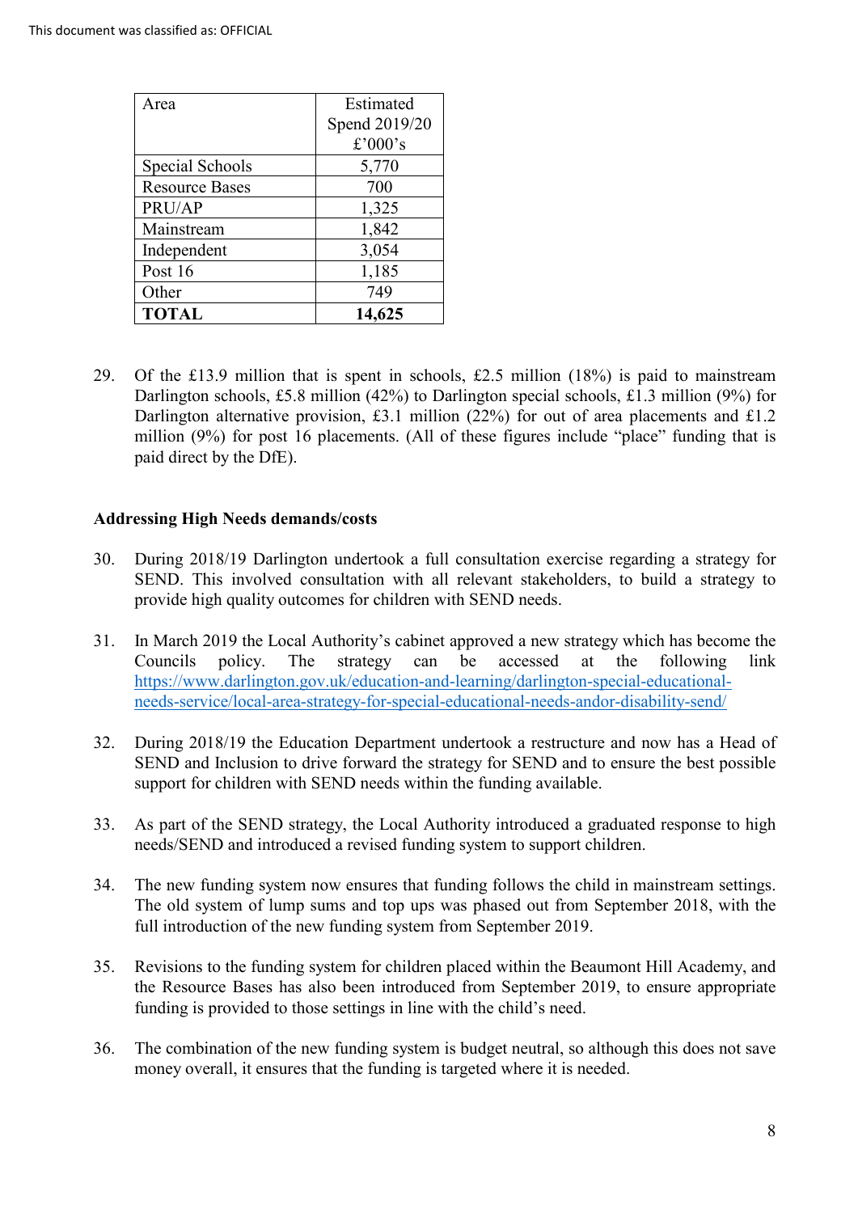| Area | Estimated Spend 2019/20 £'000's |
|---|---|
| Special Schools | 5,770 |
| Resource Bases | 700 |
| PRU/AP | 1,325 |
| Mainstream | 1,842 |
| Independent | 3,054 |
| Post 16 | 1,185 |
| Other | 749 |
| **TOTAL** | **14,625** |

29. Of the £13.9 million that is spent in schools, £2.5 million (18%) is paid to mainstream Darlington schools, £5.8 million (42%) to Darlington special schools, £1.3 million (9%) for Darlington alternative provision, £3.1 million (22%) for out of area placements and £1.2 million (9%) for post 16 placements. (All of these figures include "place" funding that is paid direct by the DfE).

**Addressing High Needs demands/costs**

30. During 2018/19 Darlington undertook a full consultation exercise regarding a strategy for SEND. This involved consultation with all relevant stakeholders, to build a strategy to provide high quality outcomes for children with SEND needs.

31. In March 2019 the Local Authority's cabinet approved a new strategy which has become the Councils policy. The strategy can be accessed at the following link https://www.darlington.gov.uk/education-and-learning/darlington-special-educational-needs-service/local-area-strategy-for-special-educational-needs-andor-disability-send/

32. During 2018/19 the Education Department undertook a restructure and now has a Head of SEND and Inclusion to drive forward the strategy for SEND and to ensure the best possible support for children with SEND needs within the funding available.

33. As part of the SEND strategy, the Local Authority introduced a graduated response to high needs/SEND and introduced a revised funding system to support children.

34. The new funding system now ensures that funding follows the child in mainstream settings. The old system of lump sums and top ups was phased out from September 2018, with the full introduction of the new funding system from September 2019.

35. Revisions to the funding system for children placed within the Beaumont Hill Academy, and the Resource Bases has also been introduced from September 2019, to ensure appropriate funding is provided to those settings in line with the child's need.

36. The combination of the new funding system is budget neutral, so although this does not save money overall, it ensures that the funding is targeted where it is needed.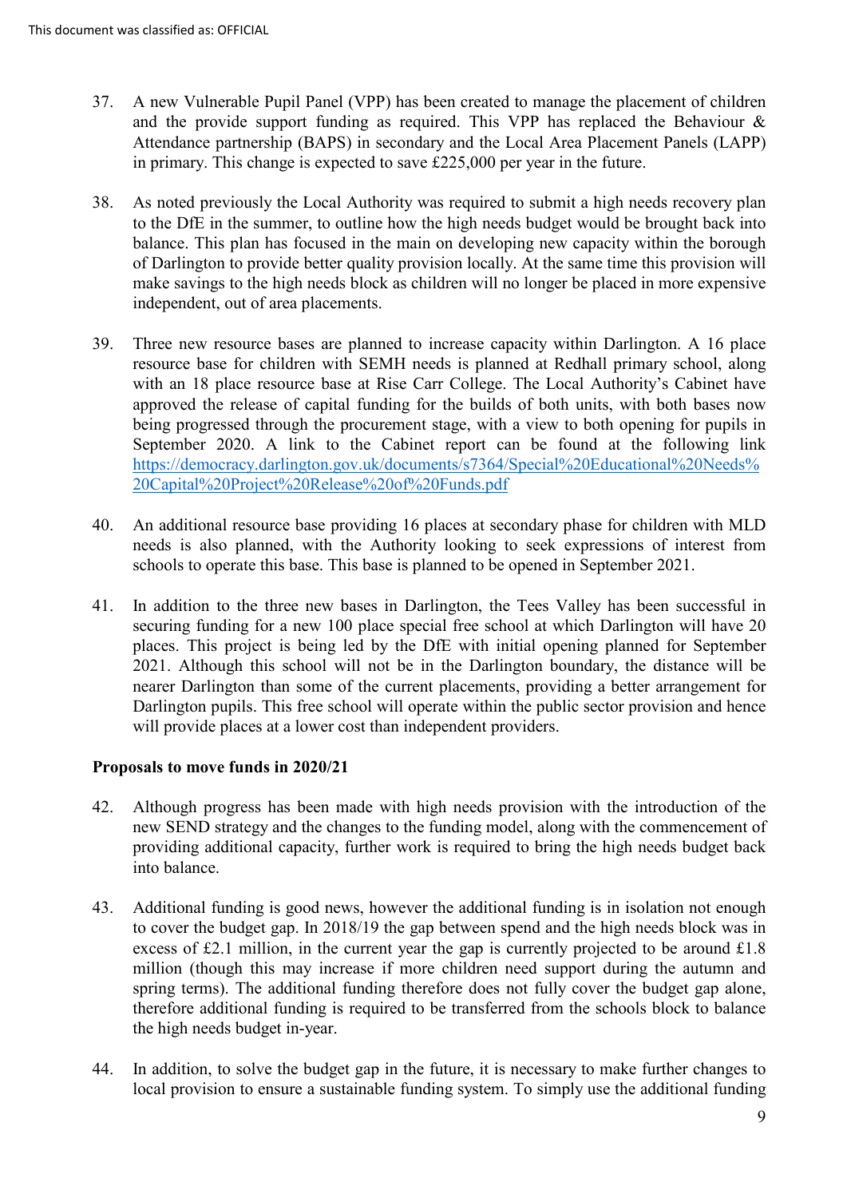37. A new Vulnerable Pupil Panel (VPP) has been created to manage the placement of children and the provide support funding as required. This VPP has replaced the Behaviour & Attendance partnership (BAPS) in secondary and the Local Area Placement Panels (LAPP) in primary. This change is expected to save £225,000 per year in the future.

38. As noted previously the Local Authority was required to submit a high needs recovery plan to the DfE in the summer, to outline how the high needs budget would be brought back into balance. This plan has focused in the main on developing new capacity within the borough of Darlington to provide better quality provision locally. At the same time this provision will make savings to the high needs block as children will no longer be placed in more expensive independent, out of area placements.

39. Three new resource bases are planned to increase capacity within Darlington. A 16 place resource base for children with SEMH needs is planned at Redhall primary school, along with an 18 place resource base at Rise Carr College. The Local Authority's Cabinet have approved the release of capital funding for the builds of both units, with both bases now being progressed through the procurement stage, with a view to both opening for pupils in September 2020. A link to the Cabinet report can be found at the following link [https://democracy.darlington.gov.uk/documents/s7364/Special%20Educational%20Needs%20Capital%20Project%20Release%20of%20Funds.pdf](https://democracy.darlington.gov.uk/documents/s7364/Special%20Educational%20Needs%20Capital%20Project%20Release%20of%20Funds.pdf)

40. An additional resource base providing 16 places at secondary phase for children with MLD needs is also planned, with the Authority looking to seek expressions of interest from schools to operate this base. This base is planned to be opened in September 2021.

41. In addition to the three new bases in Darlington, the Tees Valley has been successful in securing funding for a new 100 place special free school at which Darlington will have 20 places. This project is being led by the DfE with initial opening planned for September 2021. Although this school will not be in the Darlington boundary, the distance will be nearer Darlington than some of the current placements, providing a better arrangement for Darlington pupils. This free school will operate within the public sector provision and hence will provide places at a lower cost than independent providers.

**Proposals to move funds in 2020/21**

42. Although progress has been made with high needs provision with the introduction of the new SEND strategy and the changes to the funding model, along with the commencement of providing additional capacity, further work is required to bring the high needs budget back into balance.

43. Additional funding is good news, however the additional funding is in isolation not enough to cover the budget gap. In 2018/19 the gap between spend and the high needs block was in excess of £2.1 million, in the current year the gap is currently projected to be around £1.8 million (though this may increase if more children need support during the autumn and spring terms). The additional funding therefore does not fully cover the budget gap alone, therefore additional funding is required to be transferred from the schools block to balance the high needs budget in-year.

44. In addition, to solve the budget gap in the future, it is necessary to make further changes to local provision to ensure a sustainable funding system. To simply use the additional funding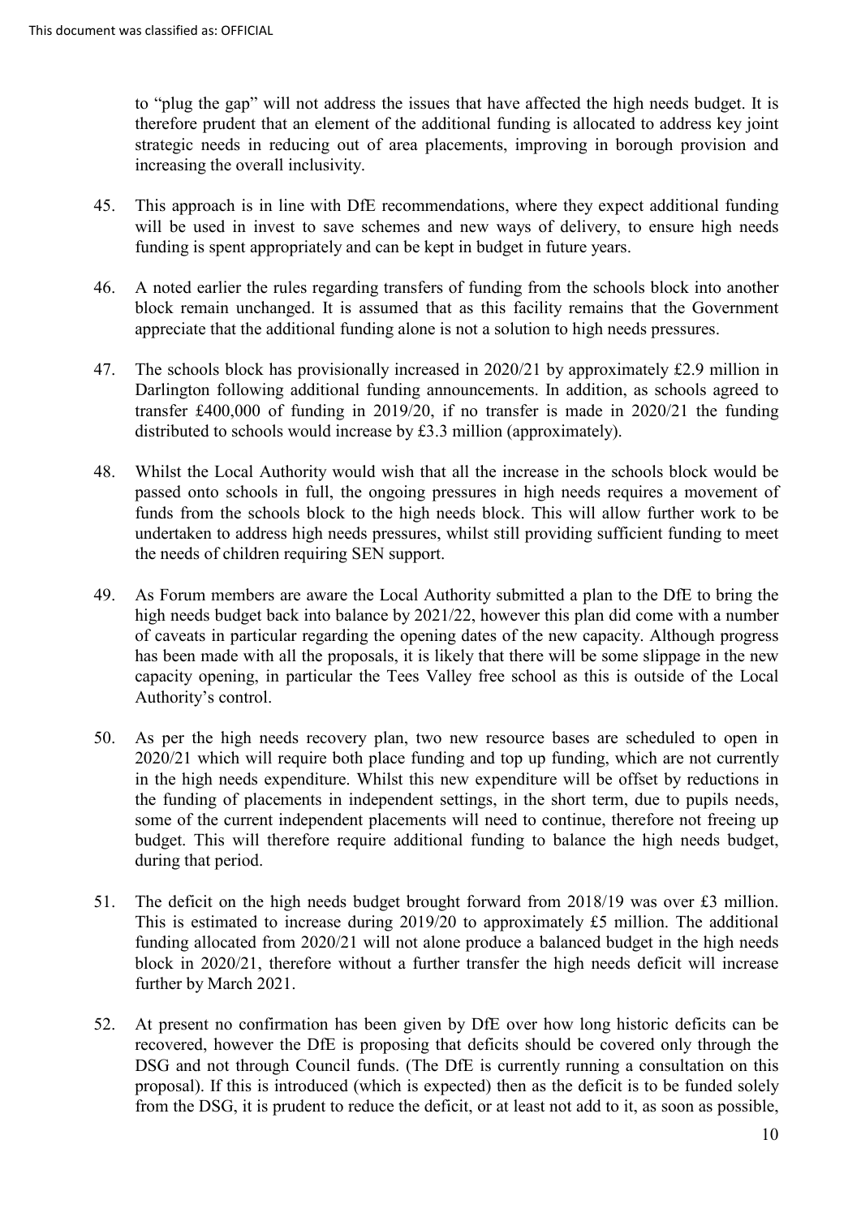to "plug the gap" will not address the issues that have affected the high needs budget. It is therefore prudent that an element of the additional funding is allocated to address key joint strategic needs in reducing out of area placements, improving in borough provision and increasing the overall inclusivity.

45. This approach is in line with DfE recommendations, where they expect additional funding will be used in invest to save schemes and new ways of delivery, to ensure high needs funding is spent appropriately and can be kept in budget in future years.

46. A noted earlier the rules regarding transfers of funding from the schools block into another block remain unchanged. It is assumed that as this facility remains that the Government appreciate that the additional funding alone is not a solution to high needs pressures.

47. The schools block has provisionally increased in 2020/21 by approximately £2.9 million in Darlington following additional funding announcements. In addition, as schools agreed to transfer £400,000 of funding in 2019/20, if no transfer is made in 2020/21 the funding distributed to schools would increase by £3.3 million (approximately).

48. Whilst the Local Authority would wish that all the increase in the schools block would be passed onto schools in full, the ongoing pressures in high needs requires a movement of funds from the schools block to the high needs block. This will allow further work to be undertaken to address high needs pressures, whilst still providing sufficient funding to meet the needs of children requiring SEN support.

49. As Forum members are aware the Local Authority submitted a plan to the DfE to bring the high needs budget back into balance by 2021/22, however this plan did come with a number of caveats in particular regarding the opening dates of the new capacity. Although progress has been made with all the proposals, it is likely that there will be some slippage in the new capacity opening, in particular the Tees Valley free school as this is outside of the Local Authority's control.

50. As per the high needs recovery plan, two new resource bases are scheduled to open in 2020/21 which will require both place funding and top up funding, which are not currently in the high needs expenditure. Whilst this new expenditure will be offset by reductions in the funding of placements in independent settings, in the short term, due to pupils needs, some of the current independent placements will need to continue, therefore not freeing up budget. This will therefore require additional funding to balance the high needs budget, during that period.

51. The deficit on the high needs budget brought forward from 2018/19 was over £3 million. This is estimated to increase during 2019/20 to approximately £5 million. The additional funding allocated from 2020/21 will not alone produce a balanced budget in the high needs block in 2020/21, therefore without a further transfer the high needs deficit will increase further by March 2021.

52. At present no confirmation has been given by DfE over how long historic deficits can be recovered, however the DfE is proposing that deficits should be covered only through the DSG and not through Council funds. (The DfE is currently running a consultation on this proposal). If this is introduced (which is expected) then as the deficit is to be funded solely from the DSG, it is prudent to reduce the deficit, or at least not add to it, as soon as possible,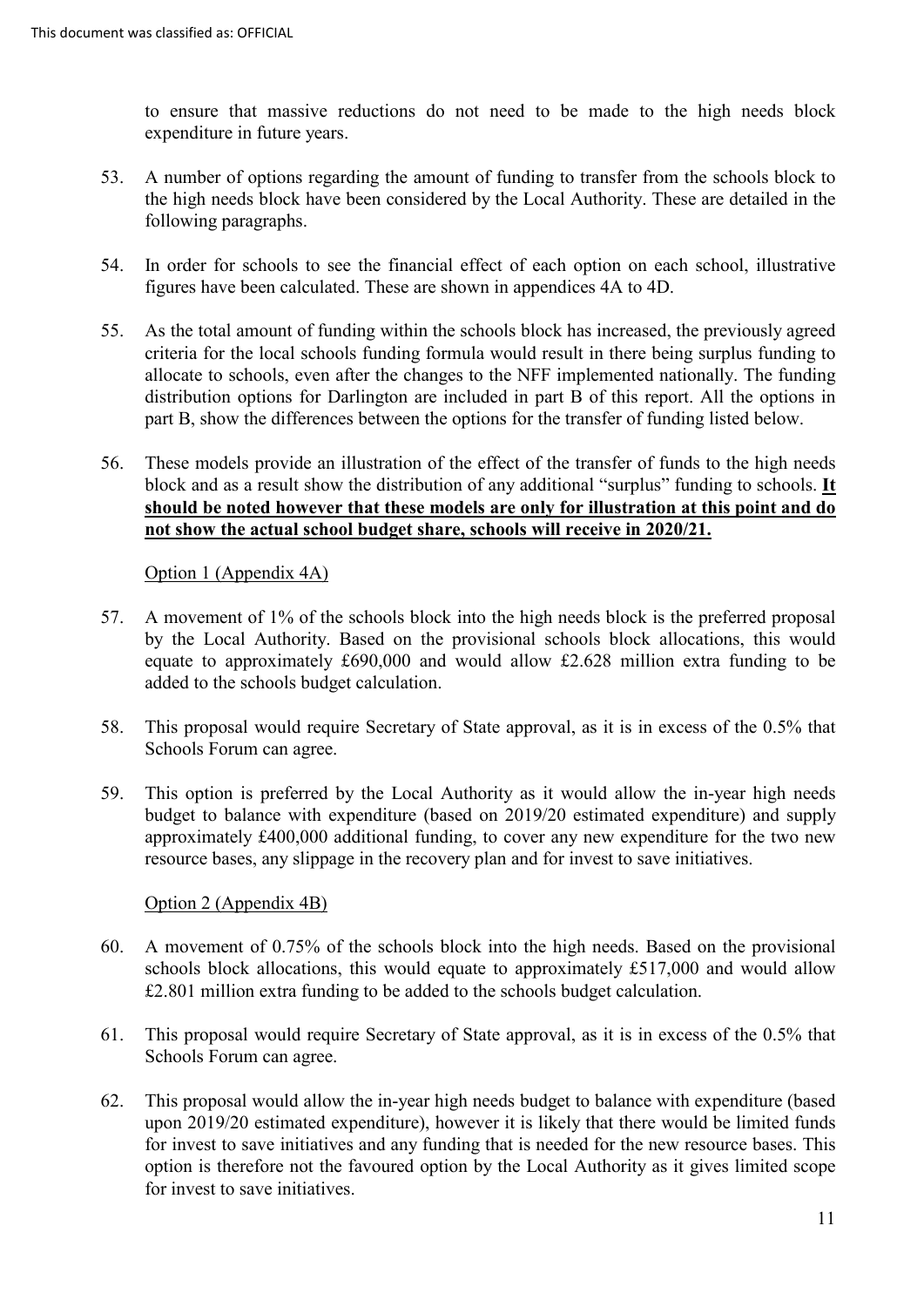to ensure that massive reductions do not need to be made to the high needs block expenditure in future years.

53. A number of options regarding the amount of funding to transfer from the schools block to the high needs block have been considered by the Local Authority. These are detailed in the following paragraphs.

54. In order for schools to see the financial effect of each option on each school, illustrative figures have been calculated. These are shown in appendices 4A to 4D.

55. As the total amount of funding within the schools block has increased, the previously agreed criteria for the local schools funding formula would result in there being surplus funding to allocate to schools, even after the changes to the NFF implemented nationally. The funding distribution options for Darlington are included in part B of this report. All the options in part B, show the differences between the options for the transfer of funding listed below.

56. These models provide an illustration of the effect of the transfer of funds to the high needs block and as a result show the distribution of any additional "surplus" funding to schools. **It should be noted however that these models are only for illustration at this point and do not show the actual school budget share, schools will receive in 2020/21.**

Option 1 (Appendix 4A)

57. A movement of 1% of the schools block into the high needs block is the preferred proposal by the Local Authority. Based on the provisional schools block allocations, this would equate to approximately £690,000 and would allow £2.628 million extra funding to be added to the schools budget calculation.

58. This proposal would require Secretary of State approval, as it is in excess of the 0.5% that Schools Forum can agree.

59. This option is preferred by the Local Authority as it would allow the in-year high needs budget to balance with expenditure (based on 2019/20 estimated expenditure) and supply approximately £400,000 additional funding, to cover any new expenditure for the two new resource bases, any slippage in the recovery plan and for invest to save initiatives.

Option 2 (Appendix 4B)

60. A movement of 0.75% of the schools block into the high needs. Based on the provisional schools block allocations, this would equate to approximately £517,000 and would allow £2.801 million extra funding to be added to the schools budget calculation.

61. This proposal would require Secretary of State approval, as it is in excess of the 0.5% that Schools Forum can agree.

62. This proposal would allow the in-year high needs budget to balance with expenditure (based upon 2019/20 estimated expenditure), however it is likely that there would be limited funds for invest to save initiatives and any funding that is needed for the new resource bases. This option is therefore not the favoured option by the Local Authority as it gives limited scope for invest to save initiatives.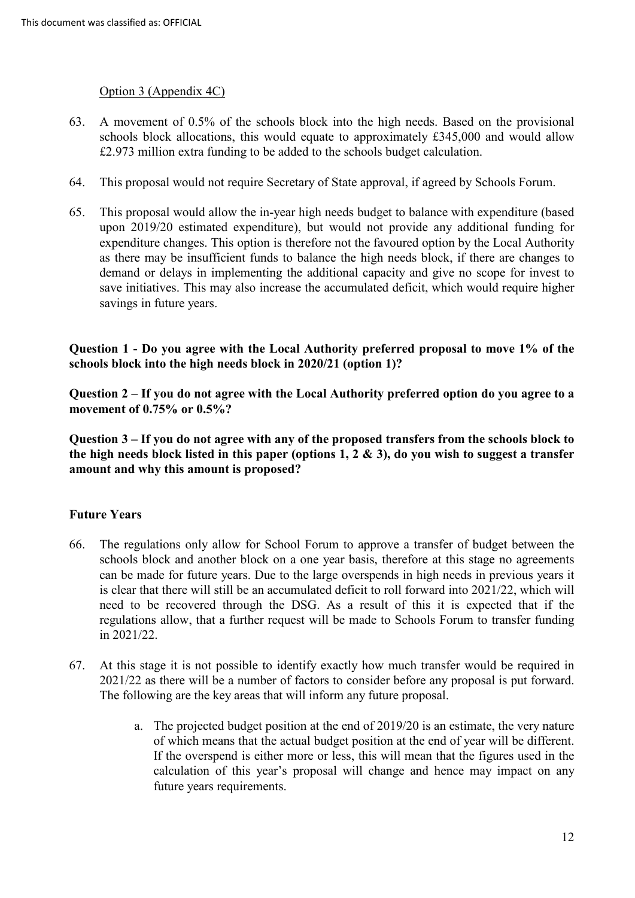Option 3 (Appendix 4C)

63. A movement of 0.5% of the schools block into the high needs. Based on the provisional schools block allocations, this would equate to approximately £345,000 and would allow £2.973 million extra funding to be added to the schools budget calculation.

64. This proposal would not require Secretary of State approval, if agreed by Schools Forum.

65. This proposal would allow the in-year high needs budget to balance with expenditure (based upon 2019/20 estimated expenditure), but would not provide any additional funding for expenditure changes. This option is therefore not the favoured option by the Local Authority as there may be insufficient funds to balance the high needs block, if there are changes to demand or delays in implementing the additional capacity and give no scope for invest to save initiatives. This may also increase the accumulated deficit, which would require higher savings in future years.

**Question 1 - Do you agree with the Local Authority preferred proposal to move 1% of the schools block into the high needs block in 2020/21 (option 1)?**

**Question 2 – If you do not agree with the Local Authority preferred option do you agree to a movement of 0.75% or 0.5%?**

**Question 3 – If you do not agree with any of the proposed transfers from the schools block to the high needs block listed in this paper (options 1, 2 & 3), do you wish to suggest a transfer amount and why this amount is proposed?**

## Future Years

66. The regulations only allow for School Forum to approve a transfer of budget between the schools block and another block on a one year basis, therefore at this stage no agreements can be made for future years. Due to the large overspends in high needs in previous years it is clear that there will still be an accumulated deficit to roll forward into 2021/22, which will need to be recovered through the DSG. As a result of this it is expected that if the regulations allow, that a further request will be made to Schools Forum to transfer funding in 2021/22.

67. At this stage it is not possible to identify exactly how much transfer would be required in 2021/22 as there will be a number of factors to consider before any proposal is put forward. The following are the key areas that will inform any future proposal.

    a. The projected budget position at the end of 2019/20 is an estimate, the very nature of which means that the actual budget position at the end of year will be different. If the overspend is either more or less, this will mean that the figures used in the calculation of this year's proposal will change and hence may impact on any future years requirements.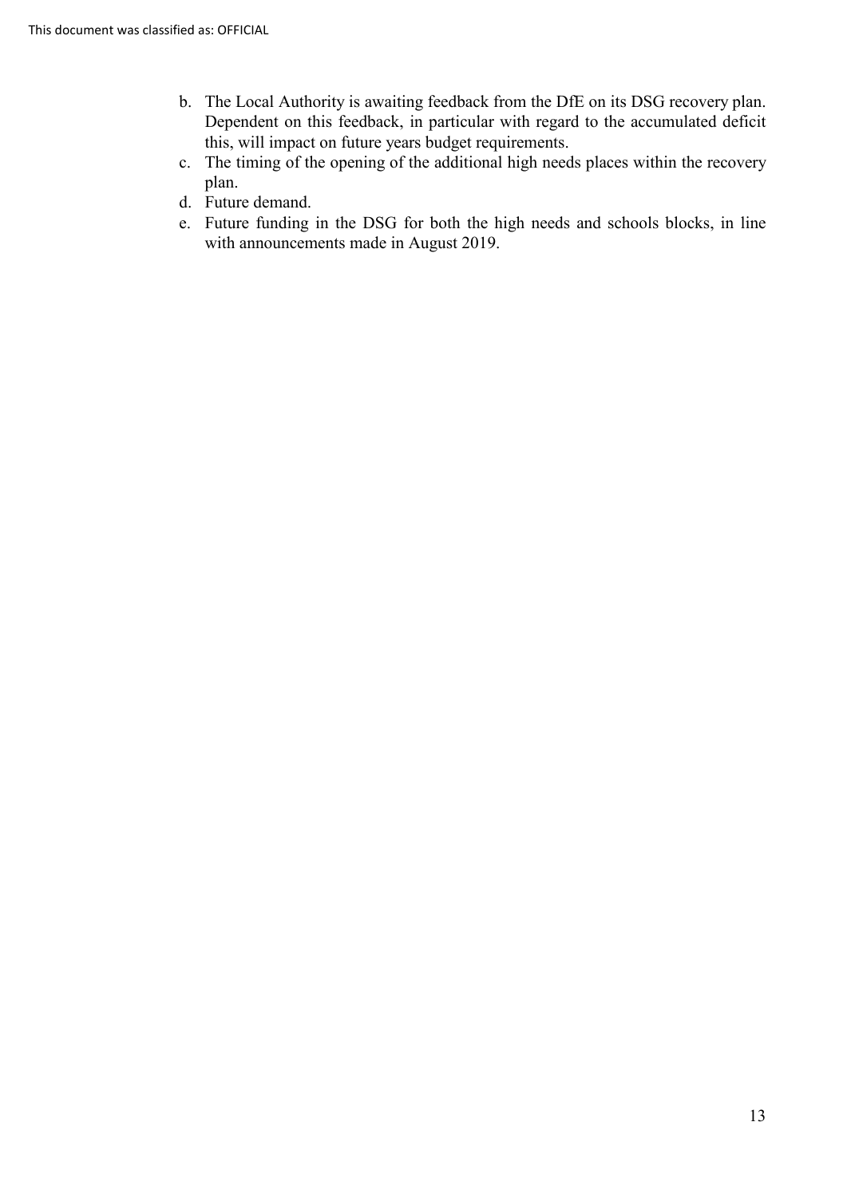b. The Local Authority is awaiting feedback from the DfE on its DSG recovery plan. Dependent on this feedback, in particular with regard to the accumulated deficit this, will impact on future years budget requirements.
c. The timing of the opening of the additional high needs places within the recovery plan.
d. Future demand.
e. Future funding in the DSG for both the high needs and schools blocks, in line with announcements made in August 2019.